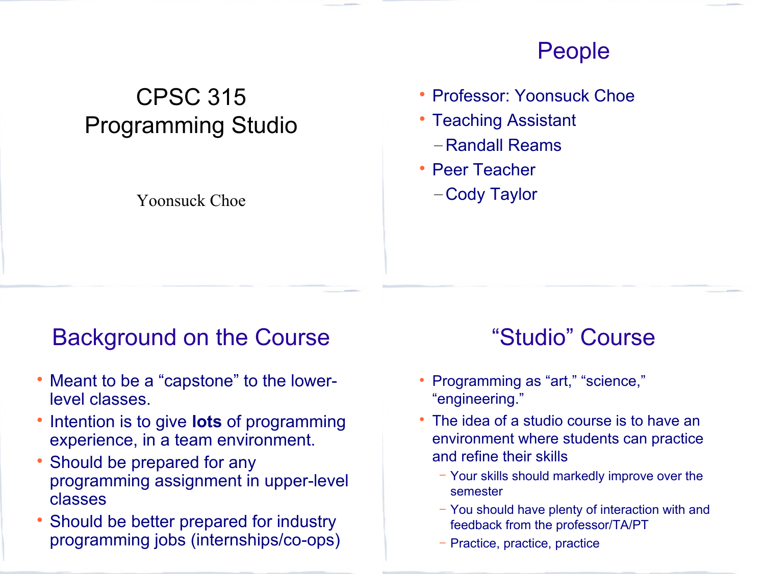# CPSC 315 Programming Studio

Yoonsuck Choe

## People

- Professor: Yoonsuck Choe
- Teaching Assistant
  - Randall Reams
- Peer Teacher
  - Cody Taylor

## Background on the Course

- Meant to be a "capstone" to the lower-level classes.
- Intention is to give **lots** of programming experience, in a team environment.
- Should be prepared for any programming assignment in upper-level classes
- Should be better prepared for industry programming jobs (internships/co-ops)

## "Studio" Course

- Programming as "art," "science," "engineering."
- The idea of a studio course is to have an environment where students can practice and refine their skills
  - Your skills should markedly improve over the semester
  - You should have plenty of interaction with and feedback from the professor/TA/PT
  - Practice, practice, practice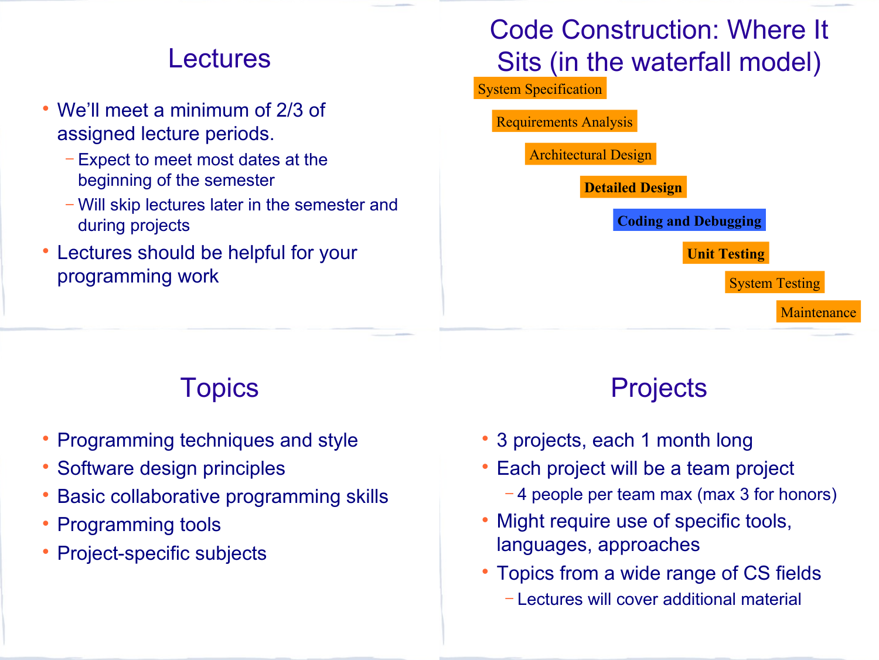## Lectures

- We'll meet a minimum of 2/3 of assigned lecture periods.
  - Expect to meet most dates at the beginning of the semester
  - Will skip lectures later in the semester and during projects
- Lectures should be helpful for your programming work

## Code Construction: Where It Sits (in the waterfall model)

- System Specification
- Requirements Analysis
- Architectural Design
- **Detailed Design**
- **Coding and Debugging**
- **Unit Testing**
- System Testing
- Maintenance

## Topics

- Programming techniques and style
- Software design principles
- Basic collaborative programming skills
- Programming tools
- Project-specific subjects

## Projects

- 3 projects, each 1 month long
- Each project will be a team project
  - 4 people per team max (max 3 for honors)
- Might require use of specific tools, languages, approaches
- Topics from a wide range of CS fields
  - Lectures will cover additional material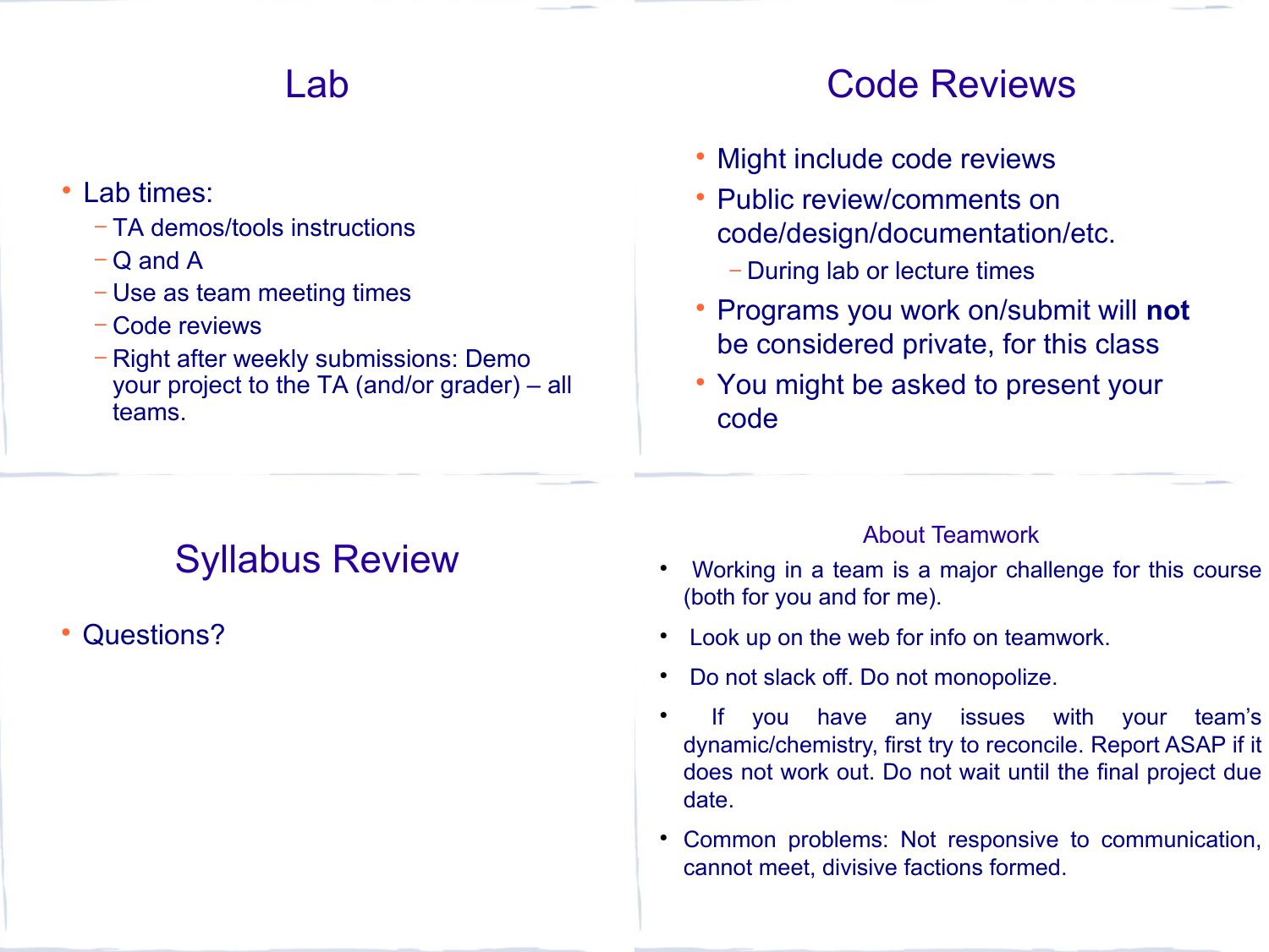## Lab

- Lab times:
  - TA demos/tools instructions
  - Q and A
  - Use as team meeting times
  - Code reviews
  - Right after weekly submissions: Demo your project to the TA (and/or grader) – all teams.

## Code Reviews

- Might include code reviews
- Public review/comments on code/design/documentation/etc.
  - During lab or lecture times
- Programs you work on/submit will **not** be considered private, for this class
- You might be asked to present your code

## Syllabus Review

- Questions?

## About Teamwork

- Working in a team is a major challenge for this course (both for you and for me).
- Look up on the web for info on teamwork.
- Do not slack off. Do not monopolize.
- If you have any issues with your team's dynamic/chemistry, first try to reconcile. Report ASAP if it does not work out. Do not wait until the final project due date.
- Common problems: Not responsive to communication, cannot meet, divisive factions formed.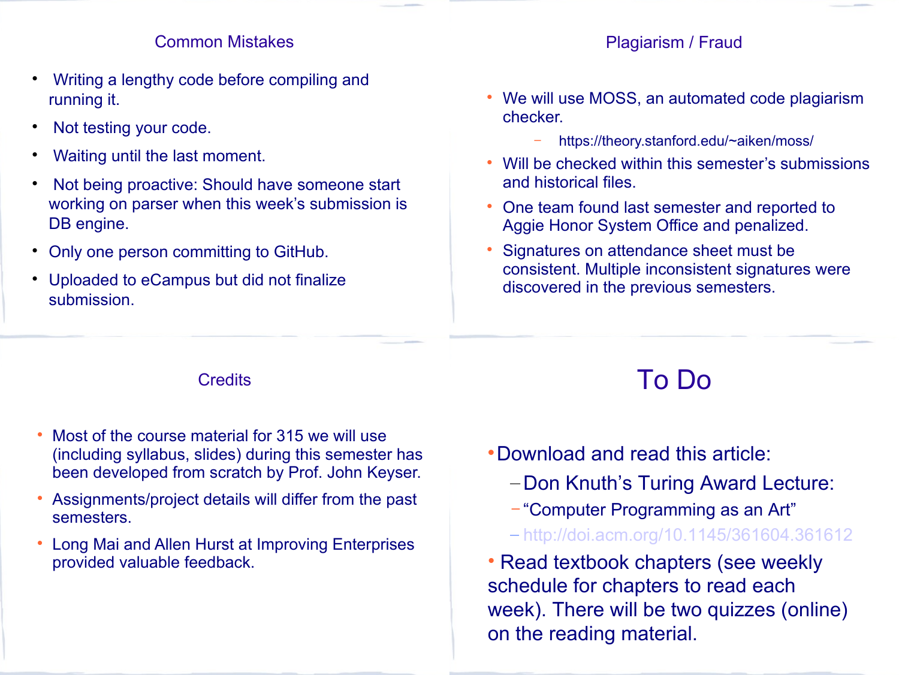## Common Mistakes

- Writing a lengthy code before compiling and running it.
- Not testing your code.
- Waiting until the last moment.
- Not being proactive: Should have someone start working on parser when this week's submission is DB engine.
- Only one person committing to GitHub.
- Uploaded to eCampus but did not finalize submission.

## Plagiarism / Fraud

- We will use MOSS, an automated code plagiarism checker.
  - https://theory.stanford.edu/~aiken/moss/
- Will be checked within this semester's submissions and historical files.
- One team found last semester and reported to Aggie Honor System Office and penalized.
- Signatures on attendance sheet must be consistent. Multiple inconsistent signatures were discovered in the previous semesters.

## Credits

- Most of the course material for 315 we will use (including syllabus, slides) during this semester has been developed from scratch by Prof. John Keyser.
- Assignments/project details will differ from the past semesters.
- Long Mai and Allen Hurst at Improving Enterprises provided valuable feedback.

# To Do

- Download and read this article:
  - Don Knuth's Turing Award Lecture:
  - "Computer Programming as an Art"
  - http://doi.acm.org/10.1145/361604.361612
- Read textbook chapters (see weekly schedule for chapters to read each week). There will be two quizzes (online) on the reading material.